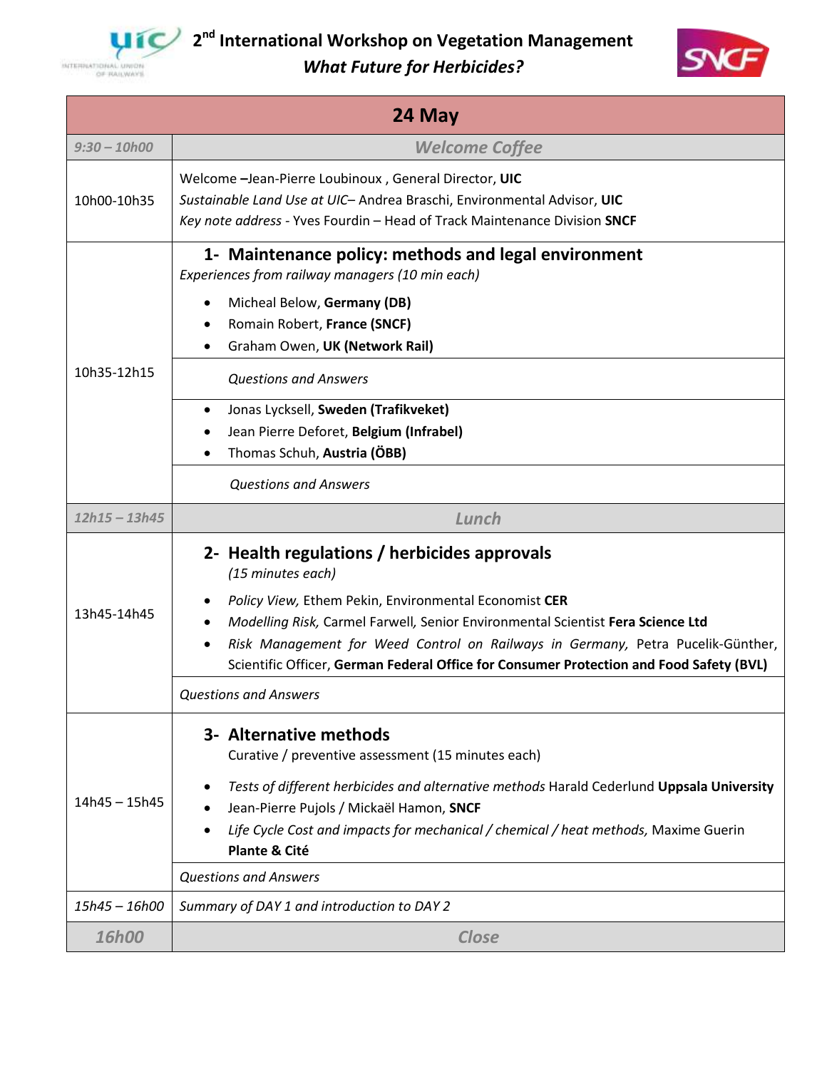# 2[nd] International Workshop on Vegetation Management

## *What Future for Herbicides?*

| 24 May | |
|---|---|
| *9:30 – 10h00* | *Welcome Coffee* |
| 10h00-10h35 | Welcome –Jean-Pierre Loubinoux , General Director, **UIC**<br>*Sustainable Land Use at UIC*– Andrea Braschi, Environmental Advisor, **UIC**<br>*Key note address* - Yves Fourdin – Head of Track Maintenance Division **SNCF** |
| 10h35-12h15 | **1- Maintenance policy: methods and legal environment**<br>*Experiences from railway managers (10 min each)*<br>• Micheal Below, **Germany (DB)**<br>• Romain Robert, **France (SNCF)**<br>• Graham Owen, **UK (Network Rail)**<br>*Questions and Answers*<br>• Jonas Lycksell, **Sweden (Trafikveket)**<br>• Jean Pierre Deforet, **Belgium (Infrabel)**<br>• Thomas Schuh, **Austria (ÖBB)**<br>*Questions and Answers* |
| *12h15 – 13h45* | *Lunch* |
| 13h45-14h45 | **2- Health regulations / herbicides approvals**<br>*(15 minutes each)*<br>• *Policy View,* Ethem Pekin, Environmental Economist **CER**<br>• *Modelling Risk,* Carmel Farwell, Senior Environmental Scientist **Fera Science Ltd**<br>• *Risk Management for Weed Control on Railways in Germany,* Petra Pucelik-Günther, Scientific Officer, **German Federal Office for Consumer Protection and Food Safety (BVL)**<br>*Questions and Answers* |
| 14h45 – 15h45 | **3- Alternative methods**<br>Curative / preventive assessment (15 minutes each)<br>• *Tests of different herbicides and alternative methods* Harald Cederlund **Uppsala University**<br>• Jean-Pierre Pujols / Mickaël Hamon, **SNCF**<br>• *Life Cycle Cost and impacts for mechanical / chemical / heat methods,* Maxime Guerin **Plante & Cité**<br>*Questions and Answers* |
| *15h45 – 16h00* | *Summary of DAY 1 and introduction to DAY 2* |
| *16h00* | *Close* |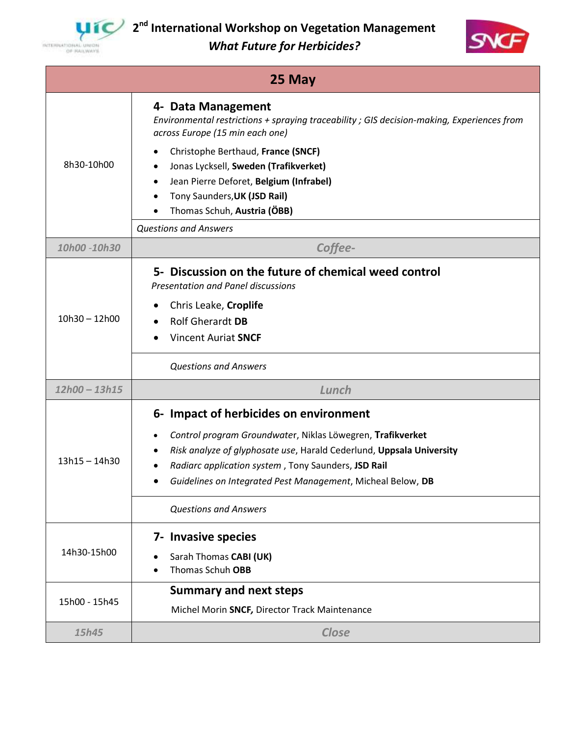## 2nd International Workshop on Vegetation Management

*What Future for Herbicides?*

| 25 May | |
|---|---|
| 8h30-10h00 | **4- Data Management**<br>*Environmental restrictions + spraying traceability ; GIS decision-making, Experiences from across Europe (15 min each one)*<br>• Christophe Berthaud, **France (SNCF)**<br>• Jonas Lycksell, **Sweden (Trafikverket)**<br>• Jean Pierre Deforet, **Belgium (Infrabel)**<br>• Tony Saunders,**UK (JSD Rail)**<br>• Thomas Schuh, **Austria (ÖBB)** |
| | *Questions and Answers* |
| *10h00 -10h30* | *Coffee-* |
| 10h30 – 12h00 | **5- Discussion on the future of chemical weed control**<br>*Presentation and Panel discussions*<br>• Chris Leake, **Croplife**<br>• Rolf Gherardt **DB**<br>• Vincent Auriat **SNCF** |
| | *Questions and Answers* |
| *12h00 – 13h15* | *Lunch* |
| 13h15 – 14h30 | **6- Impact of herbicides on environment**<br>• *Control program Groundwater*, Niklas Löwegren, **Trafikverket**<br>• *Risk analyze of glyphosate use*, Harald Cederlund, **Uppsala University**<br>• *Radiarc application system* , Tony Saunders, **JSD Rail**<br>• *Guidelines on Integrated Pest Management*, Micheal Below, **DB** |
| | *Questions and Answers* |
| 14h30-15h00 | **7- Invasive species**<br>• Sarah Thomas **CABI (UK)**<br>• Thomas Schuh **OBB** |
| 15h00 - 15h45 | **Summary and next steps**<br>Michel Morin **SNCF,** Director Track Maintenance |
| *15h45* | *Close* |